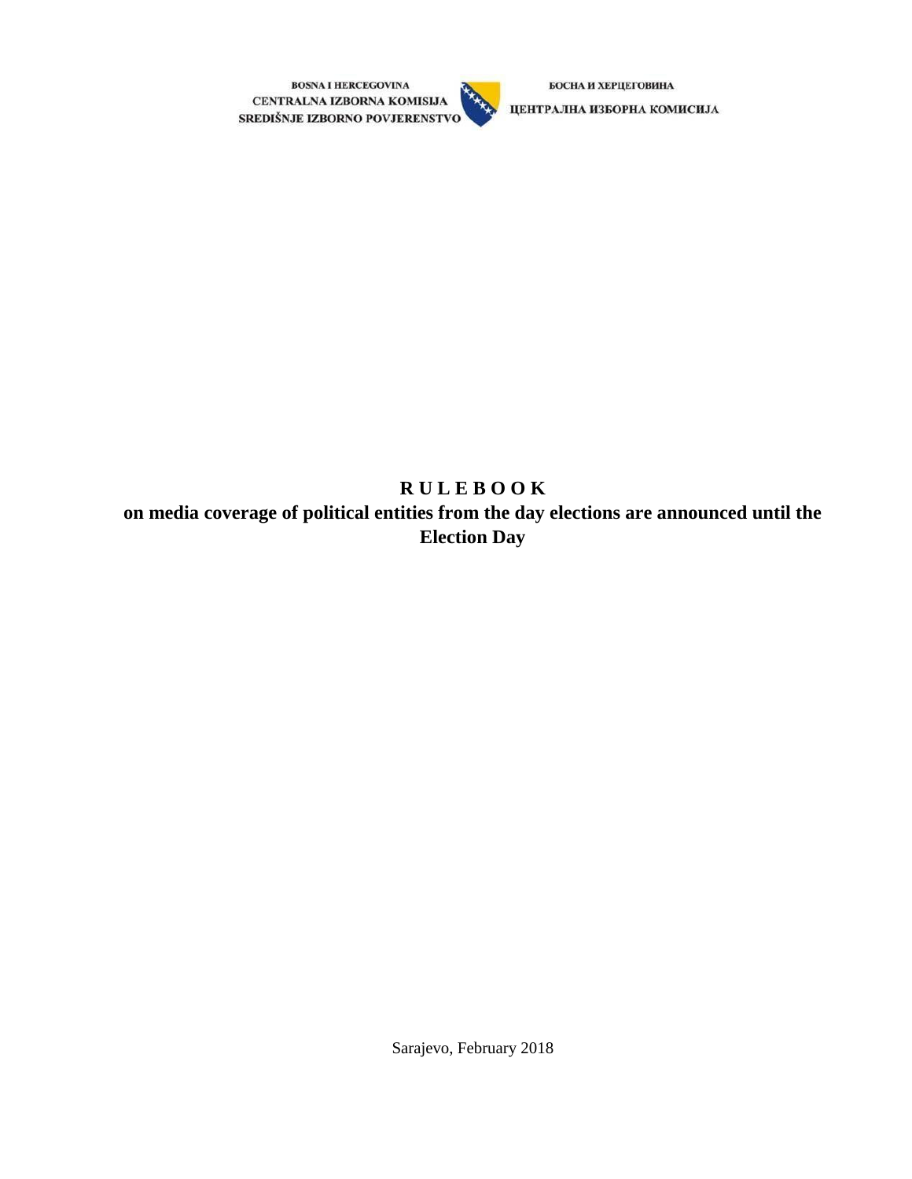BOSNA I HERCEGOVINA
CENTRALNA IZBORNA KOMISIJA
SREDIŠNJE IZBORNO POVJERENSTVO

БОСНА И ХЕРЦЕГОВИНА
ЦЕНТРАЛНА ИЗБОРНА КОМИСИЈА

# R U L E B O O K
## on media coverage of political entities from the day elections are announced until the Election Day

Sarajevo, February 2018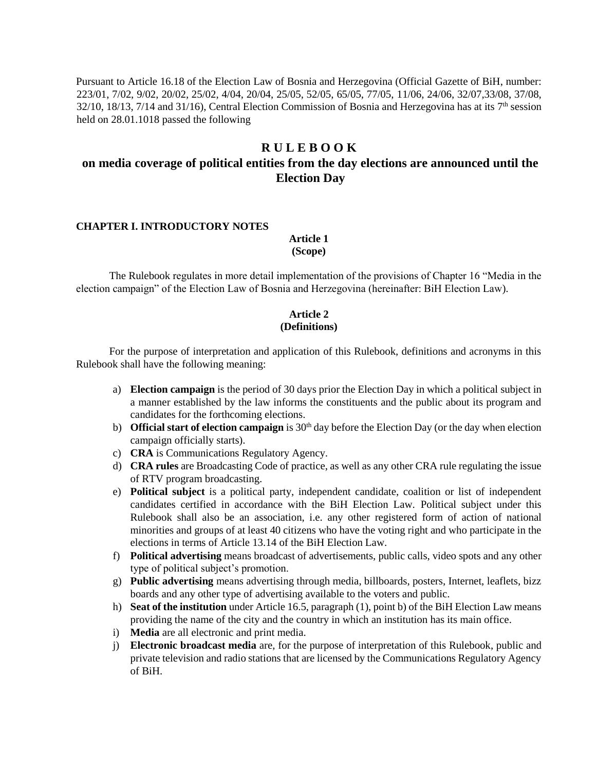Pursuant to Article 16.18 of the Election Law of Bosnia and Herzegovina (Official Gazette of BiH, number: 223/01, 7/02, 9/02, 20/02, 25/02, 4/04, 20/04, 25/05, 52/05, 65/05, 77/05, 11/06, 24/06, 32/07,33/08, 37/08, 32/10, 18/13, 7/14 and 31/16), Central Election Commission of Bosnia and Herzegovina has at its 7th session held on 28.01.1018 passed the following

# R U L E B O O K
# on media coverage of political entities from the day elections are announced until the Election Day

## CHAPTER I. INTRODUCTORY NOTES

### Article 1
### (Scope)

The Rulebook regulates in more detail implementation of the provisions of Chapter 16 "Media in the election campaign" of the Election Law of Bosnia and Herzegovina (hereinafter: BiH Election Law).

### Article 2
### (Definitions)

For the purpose of interpretation and application of this Rulebook, definitions and acronyms in this Rulebook shall have the following meaning:

a) **Election campaign** is the period of 30 days prior the Election Day in which a political subject in a manner established by the law informs the constituents and the public about its program and candidates for the forthcoming elections.
b) **Official start of election campaign** is 30th day before the Election Day (or the day when election campaign officially starts).
c) **CRA** is Communications Regulatory Agency.
d) **CRA rules** are Broadcasting Code of practice, as well as any other CRA rule regulating the issue of RTV program broadcasting.
e) **Political subject** is a political party, independent candidate, coalition or list of independent candidates certified in accordance with the BiH Election Law. Political subject under this Rulebook shall also be an association, i.e. any other registered form of action of national minorities and groups of at least 40 citizens who have the voting right and who participate in the elections in terms of Article 13.14 of the BiH Election Law.
f) **Political advertising** means broadcast of advertisements, public calls, video spots and any other type of political subject's promotion.
g) **Public advertising** means advertising through media, billboards, posters, Internet, leaflets, bizz boards and any other type of advertising available to the voters and public.
h) **Seat of the institution** under Article 16.5, paragraph (1), point b) of the BiH Election Law means providing the name of the city and the country in which an institution has its main office.
i) **Media** are all electronic and print media.
j) **Electronic broadcast media** are, for the purpose of interpretation of this Rulebook, public and private television and radio stations that are licensed by the Communications Regulatory Agency of BiH.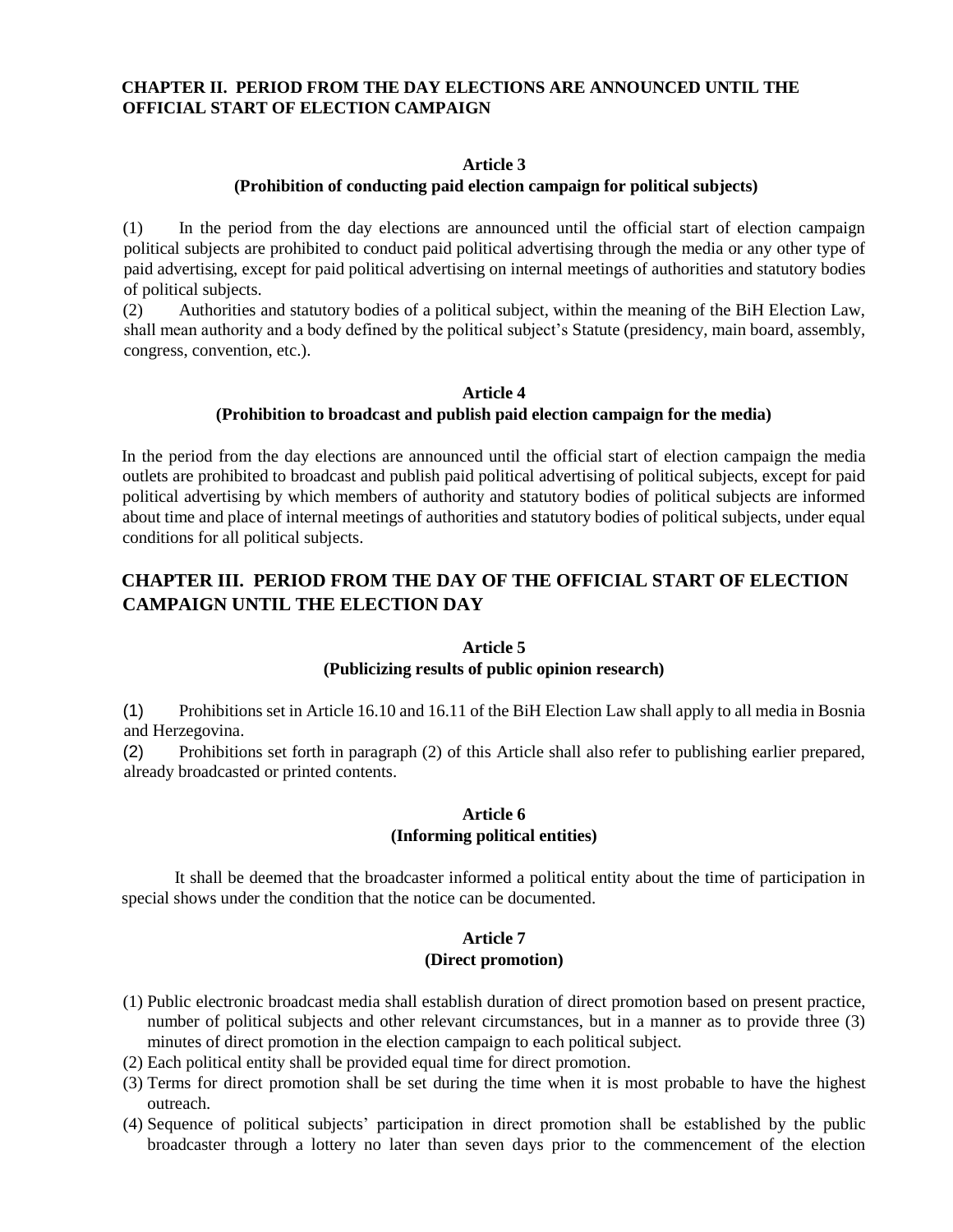## CHAPTER II. PERIOD FROM THE DAY ELECTIONS ARE ANNOUNCED UNTIL THE OFFICIAL START OF ELECTION CAMPAIGN

### Article 3
### (Prohibition of conducting paid election campaign for political subjects)

(1) In the period from the day elections are announced until the official start of election campaign political subjects are prohibited to conduct paid political advertising through the media or any other type of paid advertising, except for paid political advertising on internal meetings of authorities and statutory bodies of political subjects.

(2) Authorities and statutory bodies of a political subject, within the meaning of the BiH Election Law, shall mean authority and a body defined by the political subject's Statute (presidency, main board, assembly, congress, convention, etc.).

### Article 4
### (Prohibition to broadcast and publish paid election campaign for the media)

In the period from the day elections are announced until the official start of election campaign the media outlets are prohibited to broadcast and publish paid political advertising of political subjects, except for paid political advertising by which members of authority and statutory bodies of political subjects are informed about time and place of internal meetings of authorities and statutory bodies of political subjects, under equal conditions for all political subjects.

## CHAPTER III. PERIOD FROM THE DAY OF THE OFFICIAL START OF ELECTION CAMPAIGN UNTIL THE ELECTION DAY

### Article 5
### (Publicizing results of public opinion research)

(1) Prohibitions set in Article 16.10 and 16.11 of the BiH Election Law shall apply to all media in Bosnia and Herzegovina.

(2) Prohibitions set forth in paragraph (2) of this Article shall also refer to publishing earlier prepared, already broadcasted or printed contents.

### Article 6
### (Informing political entities)

It shall be deemed that the broadcaster informed a political entity about the time of participation in special shows under the condition that the notice can be documented.

### Article 7
### (Direct promotion)

(1) Public electronic broadcast media shall establish duration of direct promotion based on present practice, number of political subjects and other relevant circumstances, but in a manner as to provide three (3) minutes of direct promotion in the election campaign to each political subject.

(2) Each political entity shall be provided equal time for direct promotion.

(3) Terms for direct promotion shall be set during the time when it is most probable to have the highest outreach.

(4) Sequence of political subjects' participation in direct promotion shall be established by the public broadcaster through a lottery no later than seven days prior to the commencement of the election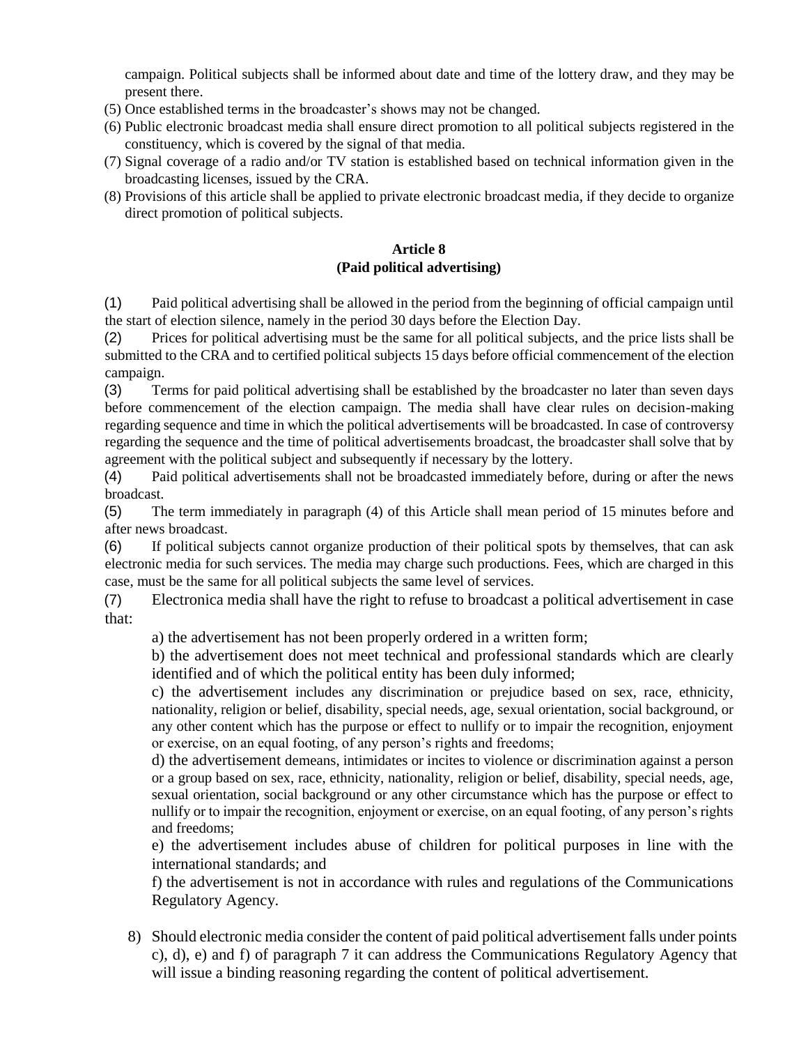campaign. Political subjects shall be informed about date and time of the lottery draw, and they may be present there.

(5) Once established terms in the broadcaster's shows may not be changed.

(6) Public electronic broadcast media shall ensure direct promotion to all political subjects registered in the constituency, which is covered by the signal of that media.

(7) Signal coverage of a radio and/or TV station is established based on technical information given in the broadcasting licenses, issued by the CRA.

(8) Provisions of this article shall be applied to private electronic broadcast media, if they decide to organize direct promotion of political subjects.

**Article 8**
**(Paid political advertising)**

(1) Paid political advertising shall be allowed in the period from the beginning of official campaign until the start of election silence, namely in the period 30 days before the Election Day.

(2) Prices for political advertising must be the same for all political subjects, and the price lists shall be submitted to the CRA and to certified political subjects 15 days before official commencement of the election campaign.

(3) Terms for paid political advertising shall be established by the broadcaster no later than seven days before commencement of the election campaign. The media shall have clear rules on decision-making regarding sequence and time in which the political advertisements will be broadcasted. In case of controversy regarding the sequence and the time of political advertisements broadcast, the broadcaster shall solve that by agreement with the political subject and subsequently if necessary by the lottery.

(4) Paid political advertisements shall not be broadcasted immediately before, during or after the news broadcast.

(5) The term immediately in paragraph (4) of this Article shall mean period of 15 minutes before and after news broadcast.

(6) If political subjects cannot organize production of their political spots by themselves, that can ask electronic media for such services. The media may charge such productions. Fees, which are charged in this case, must be the same for all political subjects the same level of services.

(7) Electronica media shall have the right to refuse to broadcast a political advertisement in case that:

a) the advertisement has not been properly ordered in a written form;

b) the advertisement does not meet technical and professional standards which are clearly identified and of which the political entity has been duly informed;

c) the advertisement includes any discrimination or prejudice based on sex, race, ethnicity, nationality, religion or belief, disability, special needs, age, sexual orientation, social background, or any other content which has the purpose or effect to nullify or to impair the recognition, enjoyment or exercise, on an equal footing, of any person's rights and freedoms;

d) the advertisement demeans, intimidates or incites to violence or discrimination against a person or a group based on sex, race, ethnicity, nationality, religion or belief, disability, special needs, age, sexual orientation, social background or any other circumstance which has the purpose or effect to nullify or to impair the recognition, enjoyment or exercise, on an equal footing, of any person's rights and freedoms;

e) the advertisement includes abuse of children for political purposes in line with the international standards; and

f) the advertisement is not in accordance with rules and regulations of the Communications Regulatory Agency.

8) Should electronic media consider the content of paid political advertisement falls under points c), d), e) and f) of paragraph 7 it can address the Communications Regulatory Agency that will issue a binding reasoning regarding the content of political advertisement.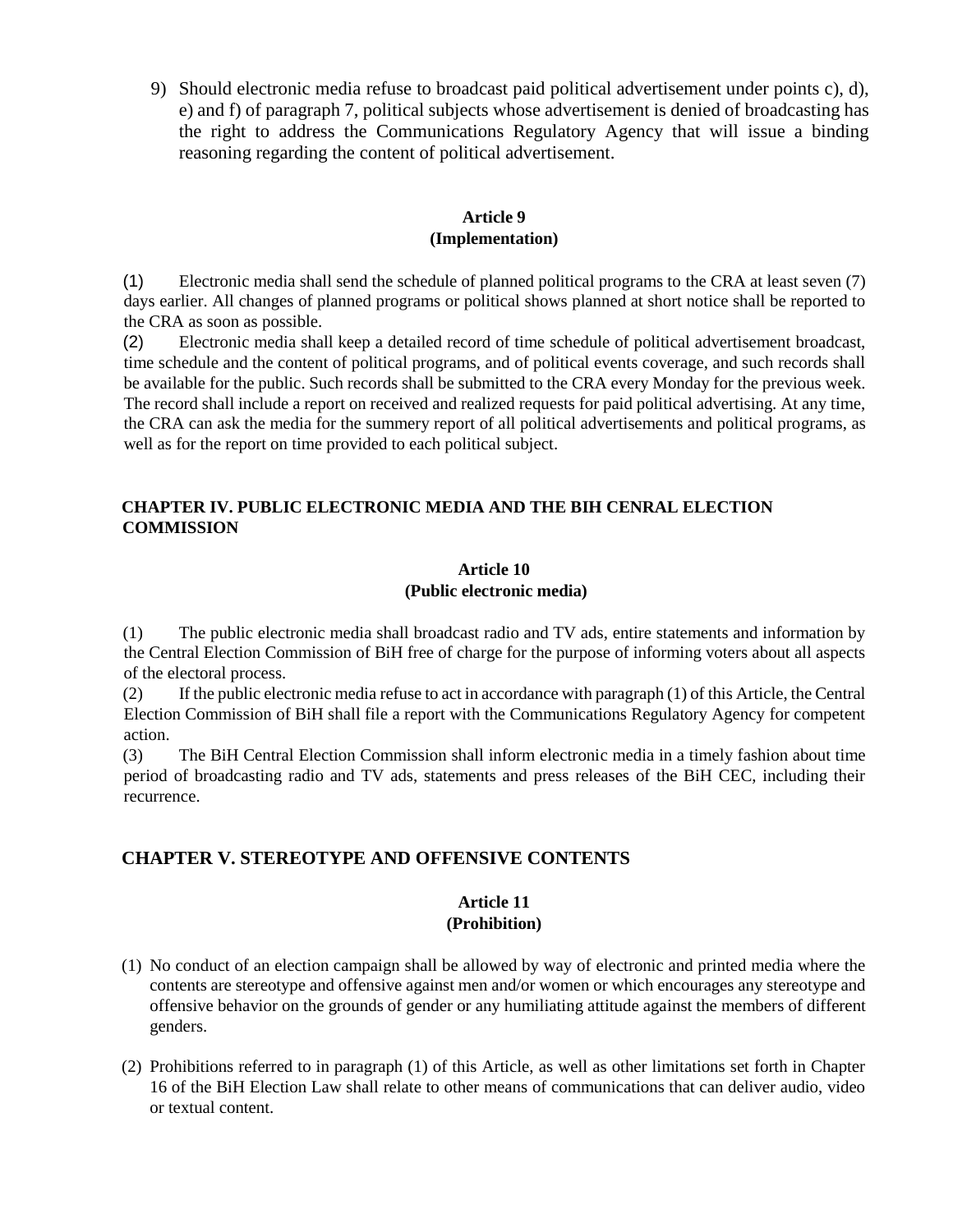9) Should electronic media refuse to broadcast paid political advertisement under points c), d), e) and f) of paragraph 7, political subjects whose advertisement is denied of broadcasting has the right to address the Communications Regulatory Agency that will issue a binding reasoning regarding the content of political advertisement.

### Article 9
### (Implementation)

(1) Electronic media shall send the schedule of planned political programs to the CRA at least seven (7) days earlier. All changes of planned programs or political shows planned at short notice shall be reported to the CRA as soon as possible.

(2) Electronic media shall keep a detailed record of time schedule of political advertisement broadcast, time schedule and the content of political programs, and of political events coverage, and such records shall be available for the public. Such records shall be submitted to the CRA every Monday for the previous week. The record shall include a report on received and realized requests for paid political advertising. At any time, the CRA can ask the media for the summery report of all political advertisements and political programs, as well as for the report on time provided to each political subject.

## CHAPTER IV. PUBLIC ELECTRONIC MEDIA AND THE BIH CENRAL ELECTION COMMISSION

### Article 10
### (Public electronic media)

(1) The public electronic media shall broadcast radio and TV ads, entire statements and information by the Central Election Commission of BiH free of charge for the purpose of informing voters about all aspects of the electoral process.

(2) If the public electronic media refuse to act in accordance with paragraph (1) of this Article, the Central Election Commission of BiH shall file a report with the Communications Regulatory Agency for competent action.

(3) The BiH Central Election Commission shall inform electronic media in a timely fashion about time period of broadcasting radio and TV ads, statements and press releases of the BiH CEC, including their recurrence.

## CHAPTER V. STEREOTYPE AND OFFENSIVE CONTENTS

### Article 11
### (Prohibition)

(1) No conduct of an election campaign shall be allowed by way of electronic and printed media where the contents are stereotype and offensive against men and/or women or which encourages any stereotype and offensive behavior on the grounds of gender or any humiliating attitude against the members of different genders.

(2) Prohibitions referred to in paragraph (1) of this Article, as well as other limitations set forth in Chapter 16 of the BiH Election Law shall relate to other means of communications that can deliver audio, video or textual content.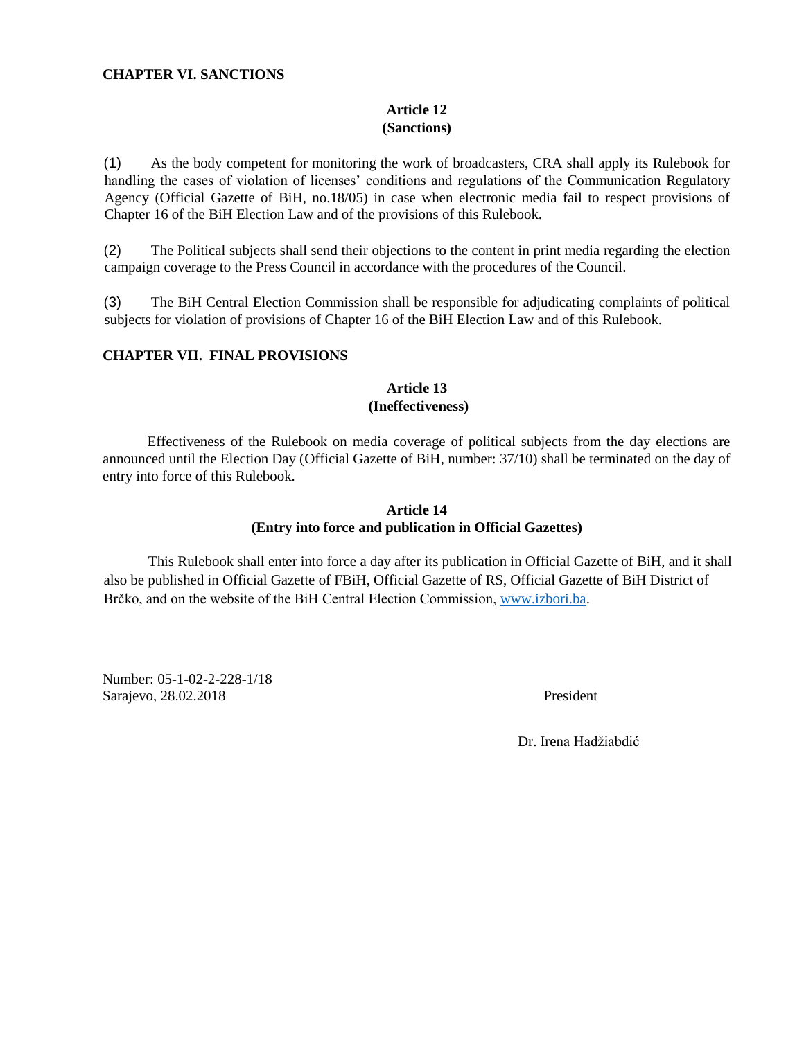## CHAPTER VI. SANCTIONS

### Article 12
### (Sanctions)

(1) As the body competent for monitoring the work of broadcasters, CRA shall apply its Rulebook for handling the cases of violation of licenses' conditions and regulations of the Communication Regulatory Agency (Official Gazette of BiH, no.18/05) in case when electronic media fail to respect provisions of Chapter 16 of the BiH Election Law and of the provisions of this Rulebook.

(2) The Political subjects shall send their objections to the content in print media regarding the election campaign coverage to the Press Council in accordance with the procedures of the Council.

(3) The BiH Central Election Commission shall be responsible for adjudicating complaints of political subjects for violation of provisions of Chapter 16 of the BiH Election Law and of this Rulebook.

## CHAPTER VII. FINAL PROVISIONS

### Article 13
### (Ineffectiveness)

Effectiveness of the Rulebook on media coverage of political subjects from the day elections are announced until the Election Day (Official Gazette of BiH, number: 37/10) shall be terminated on the day of entry into force of this Rulebook.

### Article 14
### (Entry into force and publication in Official Gazettes)

This Rulebook shall enter into force a day after its publication in Official Gazette of BiH, and it shall also be published in Official Gazette of FBiH, Official Gazette of RS, Official Gazette of BiH District of Brčko, and on the website of the BiH Central Election Commission, www.izbori.ba.

Number: 05-1-02-2-228-1/18
Sarajevo, 28.02.2018

President

Dr. Irena Hadžiabdić